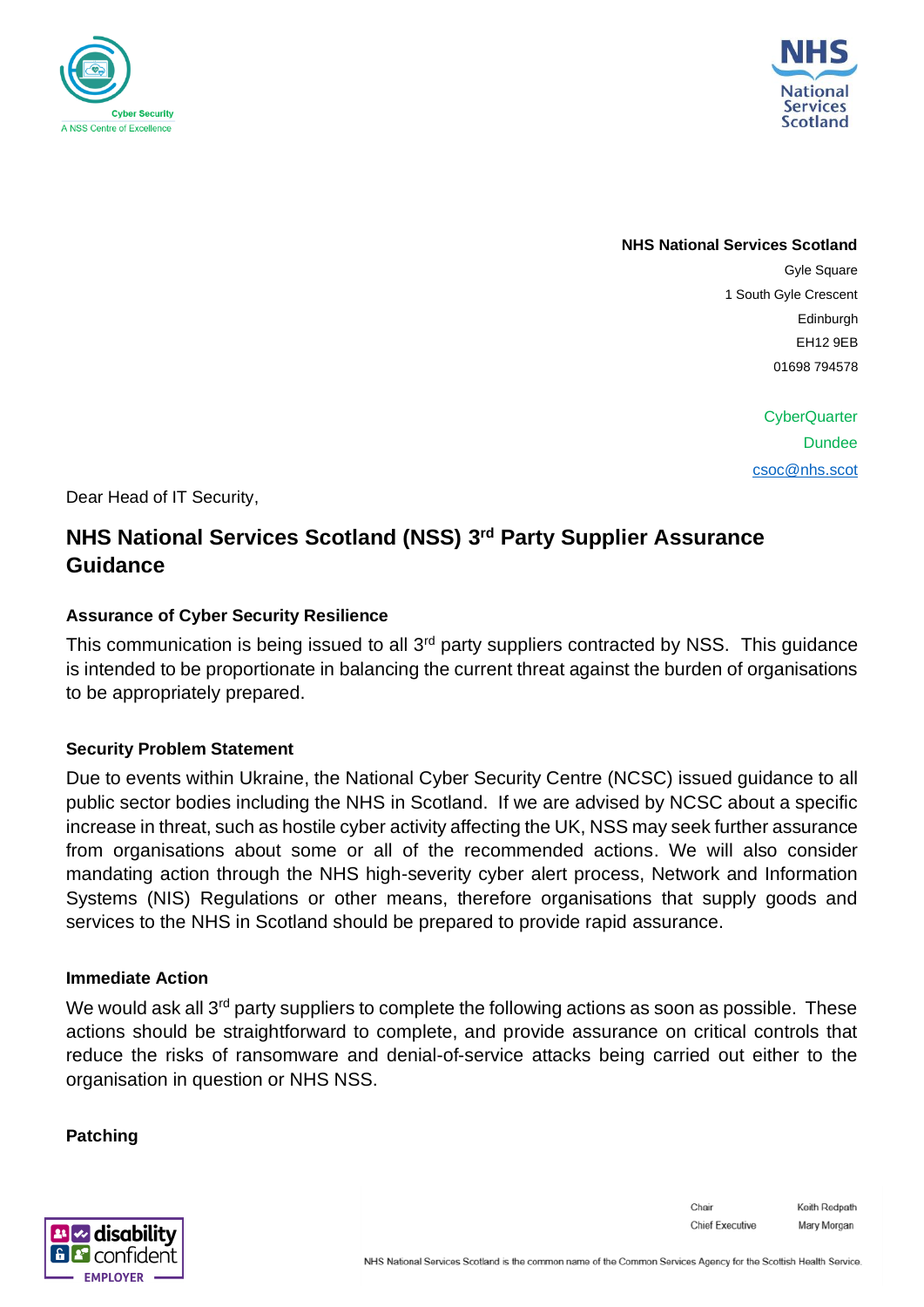Cyber Security
A NSS Centre of Excellence

NHS National Services Scotland

**NHS National Services Scotland**
Gyle Square
1 South Gyle Crescent
Edinburgh
EH12 9EB
01698 794578

CyberQuarter
Dundee
csoc@nhs.scot

Dear Head of IT Security,

## NHS National Services Scotland (NSS) 3rd Party Supplier Assurance Guidance

### Assurance of Cyber Security Resilience

This communication is being issued to all 3rd party suppliers contracted by NSS. This guidance is intended to be proportionate in balancing the current threat against the burden of organisations to be appropriately prepared.

### Security Problem Statement

Due to events within Ukraine, the National Cyber Security Centre (NCSC) issued guidance to all public sector bodies including the NHS in Scotland. If we are advised by NCSC about a specific increase in threat, such as hostile cyber activity affecting the UK, NSS may seek further assurance from organisations about some or all of the recommended actions. We will also consider mandating action through the NHS high-severity cyber alert process, Network and Information Systems (NIS) Regulations or other means, therefore organisations that supply goods and services to the NHS in Scotland should be prepared to provide rapid assurance.

### Immediate Action

We would ask all 3rd party suppliers to complete the following actions as soon as possible. These actions should be straightforward to complete, and provide assurance on critical controls that reduce the risks of ransomware and denial-of-service attacks being carried out either to the organisation in question or NHS NSS.

### Patching

disability confident EMPLOYER

Chair Keith Redpath
Chief Executive Mary Morgan

NHS National Services Scotland is the common name of the Common Services Agency for the Scottish Health Service.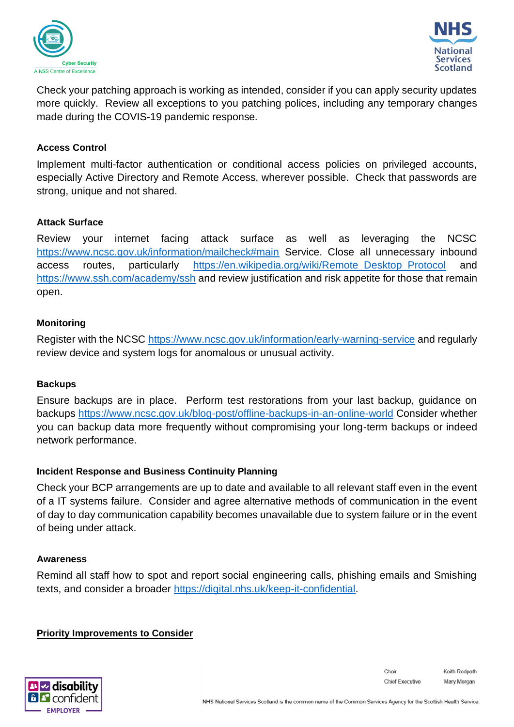Check your patching approach is working as intended, consider if you can apply security updates more quickly. Review all exceptions to you patching polices, including any temporary changes made during the COVIS-19 pandemic response.

**Access Control**

Implement multi-factor authentication or conditional access policies on privileged accounts, especially Active Directory and Remote Access, wherever possible. Check that passwords are strong, unique and not shared.

**Attack Surface**

Review your internet facing attack surface as well as leveraging the NCSC https://www.ncsc.gov.uk/information/mailcheck#main Service. Close all unnecessary inbound access routes, particularly https://en.wikipedia.org/wiki/Remote_Desktop_Protocol and https://www.ssh.com/academy/ssh and review justification and risk appetite for those that remain open.

**Monitoring**

Register with the NCSC https://www.ncsc.gov.uk/information/early-warning-service and regularly review device and system logs for anomalous or unusual activity.

**Backups**

Ensure backups are in place. Perform test restorations from your last backup, guidance on backups https://www.ncsc.gov.uk/blog-post/offline-backups-in-an-online-world Consider whether you can backup data more frequently without compromising your long-term backups or indeed network performance.

**Incident Response and Business Continuity Planning**

Check your BCP arrangements are up to date and available to all relevant staff even in the event of a IT systems failure. Consider and agree alternative methods of communication in the event of day to day communication capability becomes unavailable due to system failure or in the event of being under attack.

**Awareness**

Remind all staff how to spot and report social engineering calls, phishing emails and Smishing texts, and consider a broader https://digital.nhs.uk/keep-it-confidential.

**Priority Improvements to Consider**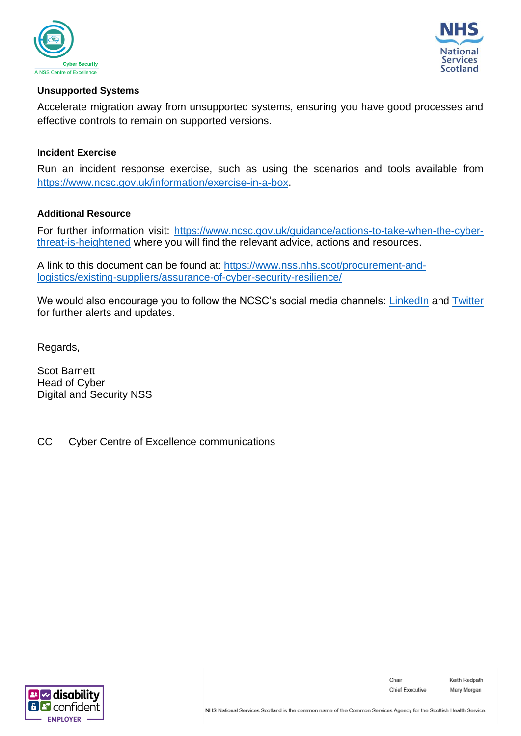### Unsupported Systems

Accelerate migration away from unsupported systems, ensuring you have good processes and effective controls to remain on supported versions.

### Incident Exercise

Run an incident response exercise, such as using the scenarios and tools available from https://www.ncsc.gov.uk/information/exercise-in-a-box.

### Additional Resource

For further information visit: https://www.ncsc.gov.uk/guidance/actions-to-take-when-the-cyber-threat-is-heightened where you will find the relevant advice, actions and resources.

A link to this document can be found at: https://www.nss.nhs.scot/procurement-and-logistics/existing-suppliers/assurance-of-cyber-security-resilience/

We would also encourage you to follow the NCSC's social media channels: LinkedIn and Twitter for further alerts and updates.

Regards,

Scot Barnett
Head of Cyber
Digital and Security NSS

CC Cyber Centre of Excellence communications